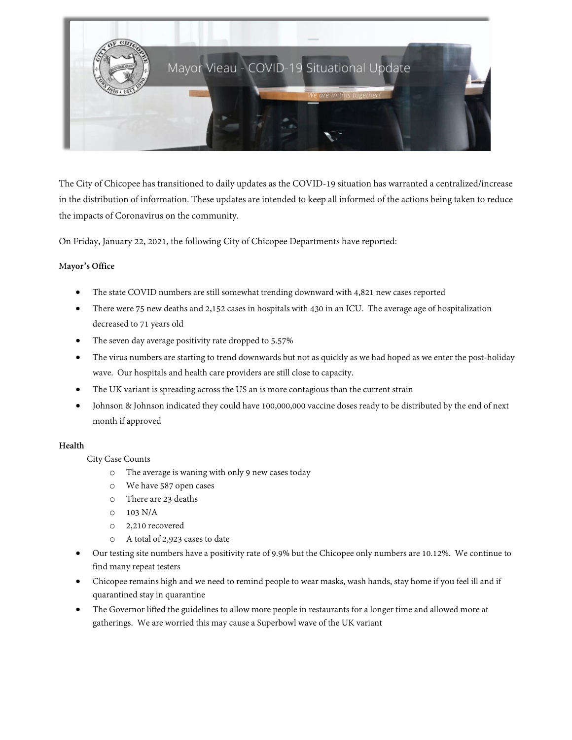# Mayor Vieau - COVID-19 Situational Update

*We are in this together!*

The City of Chicopee has transitioned to daily updates as the COVID-19 situation has warranted a centralized/increase in the distribution of information. These updates are intended to keep all informed of the actions being taken to reduce the impacts of Coronavirus on the community.

On Friday, January 22, 2021, the following City of Chicopee Departments have reported:

**Mayor's Office**

- The state COVID numbers are still somewhat trending downward with 4,821 new cases reported
- There were 75 new deaths and 2,152 cases in hospitals with 430 in an ICU. The average age of hospitalization decreased to 71 years old
- The seven day average positivity rate dropped to 5.57%
- The virus numbers are starting to trend downwards but not as quickly as we had hoped as we enter the post-holiday wave. Our hospitals and health care providers are still close to capacity.
- The UK variant is spreading across the US an is more contagious than the current strain
- Johnson & Johnson indicated they could have 100,000,000 vaccine doses ready to be distributed by the end of next month if approved

**Health**

City Case Counts

- The average is waning with only 9 new cases today
- We have 587 open cases
- There are 23 deaths
- 103 N/A
- 2,210 recovered
- A total of 2,923 cases to date

- Our testing site numbers have a positivity rate of 9.9% but the Chicopee only numbers are 10.12%. We continue to find many repeat testers
- Chicopee remains high and we need to remind people to wear masks, wash hands, stay home if you feel ill and if quarantined stay in quarantine
- The Governor lifted the guidelines to allow more people in restaurants for a longer time and allowed more at gatherings. We are worried this may cause a Superbowl wave of the UK variant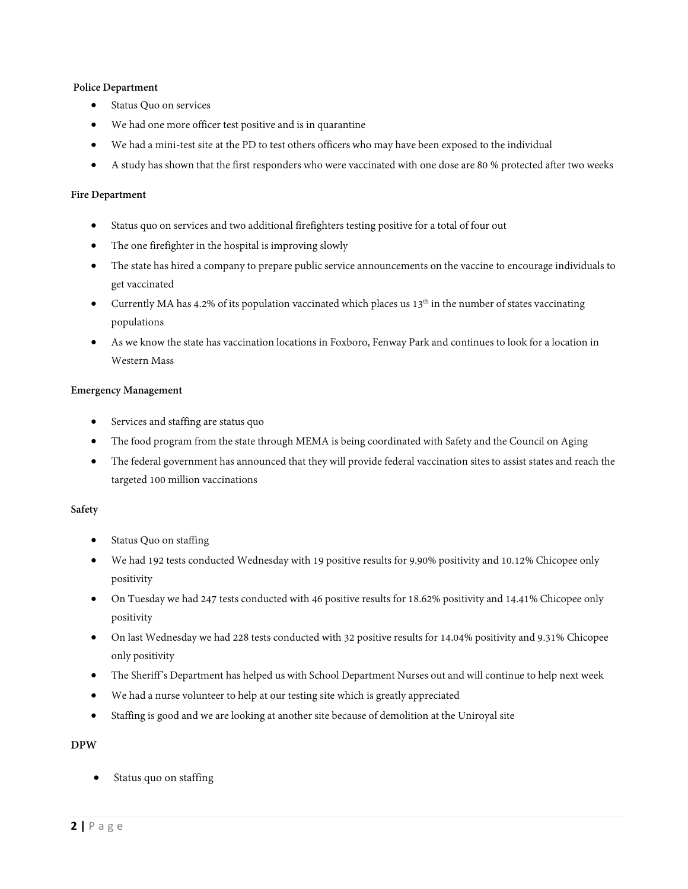**Police Department**

- Status Quo on services
- We had one more officer test positive and is in quarantine
- We had a mini-test site at the PD to test others officers who may have been exposed to the individual
- A study has shown that the first responders who were vaccinated with one dose are 80 % protected after two weeks

**Fire Department**

- Status quo on services and two additional firefighters testing positive for a total of four out
- The one firefighter in the hospital is improving slowly
- The state has hired a company to prepare public service announcements on the vaccine to encourage individuals to get vaccinated
- Currently MA has 4.2% of its population vaccinated which places us 13th in the number of states vaccinating populations
- As we know the state has vaccination locations in Foxboro, Fenway Park and continues to look for a location in Western Mass

**Emergency Management**

- Services and staffing are status quo
- The food program from the state through MEMA is being coordinated with Safety and the Council on Aging
- The federal government has announced that they will provide federal vaccination sites to assist states and reach the targeted 100 million vaccinations

**Safety**

- Status Quo on staffing
- We had 192 tests conducted Wednesday with 19 positive results for 9.90% positivity and 10.12% Chicopee only positivity
- On Tuesday we had 247 tests conducted with 46 positive results for 18.62% positivity and 14.41% Chicopee only positivity
- On last Wednesday we had 228 tests conducted with 32 positive results for 14.04% positivity and 9.31% Chicopee only positivity
- The Sheriff's Department has helped us with School Department Nurses out and will continue to help next week
- We had a nurse volunteer to help at our testing site which is greatly appreciated
- Staffing is good and we are looking at another site because of demolition at the Uniroyal site

**DPW**

- Status quo on staffing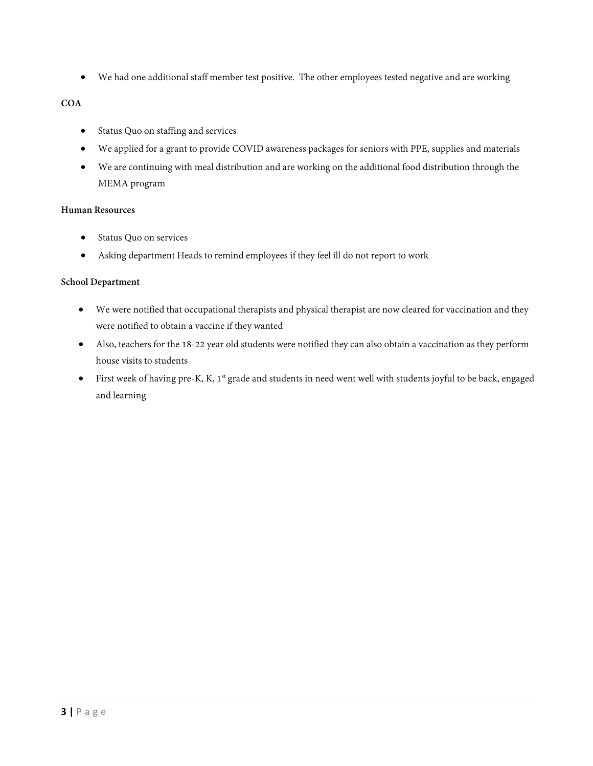- We had one additional staff member test positive. The other employees tested negative and are working

**COA**

- Status Quo on staffing and services
- We applied for a grant to provide COVID awareness packages for seniors with PPE, supplies and materials
- We are continuing with meal distribution and are working on the additional food distribution through the MEMA program

**Human Resources**

- Status Quo on services
- Asking department Heads to remind employees if they feel ill do not report to work

**School Department**

- We were notified that occupational therapists and physical therapist are now cleared for vaccination and they were notified to obtain a vaccine if they wanted
- Also, teachers for the 18-22 year old students were notified they can also obtain a vaccination as they perform house visits to students
- First week of having pre-K, K, 1st grade and students in need went well with students joyful to be back, engaged and learning